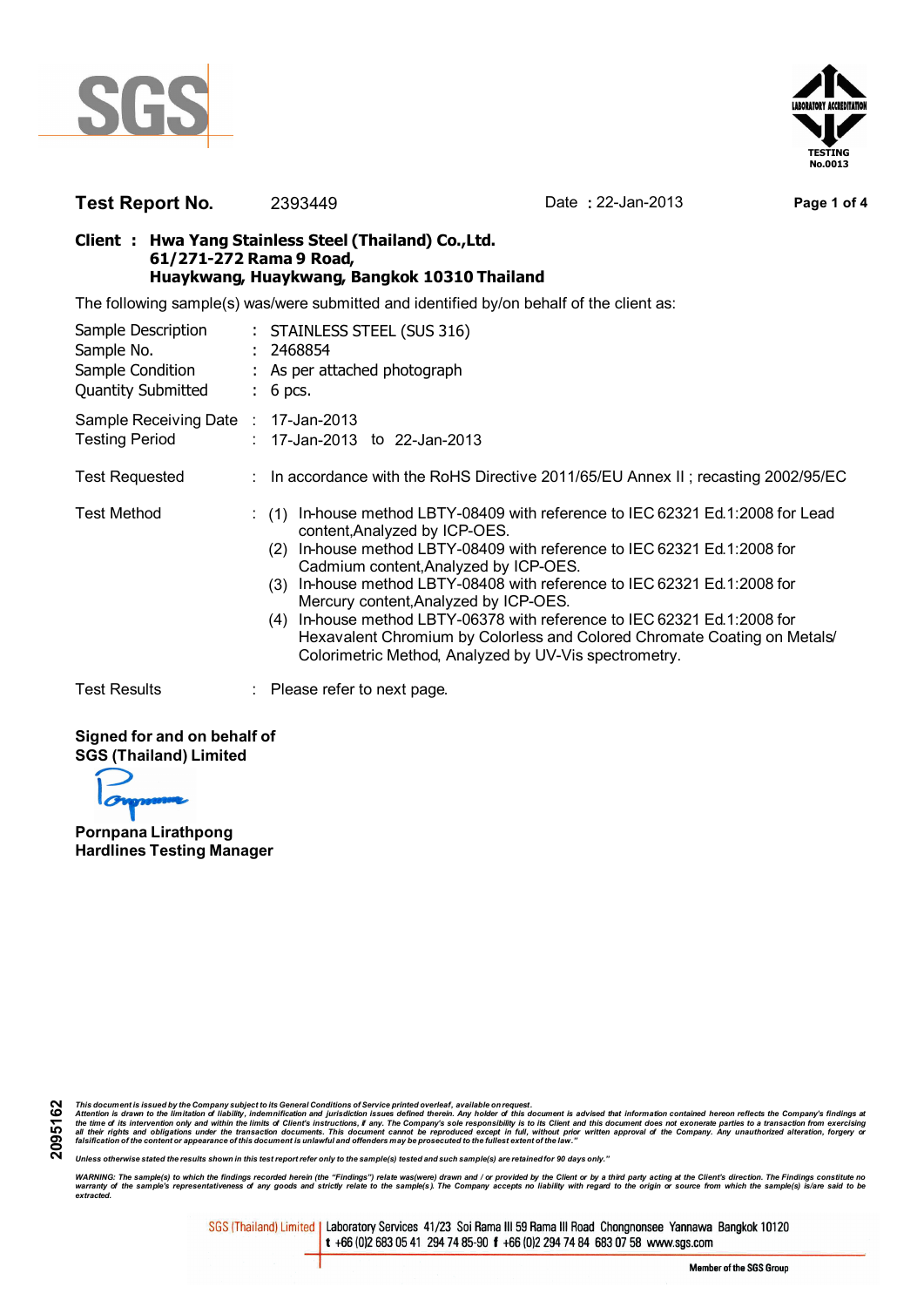**Test Report No.** 2393449 Date : 22-Jan-2013

**Client : Hwa Yang Stainless Steel (Thailand) Co.,Ltd.**
**61/271-272 Rama 9 Road,**
**Huaykwang, Huaykwang, Bangkok 10310 Thailand**

The following sample(s) was/were submitted and identified by/on behalf of the client as:

Sample Description : STAINLESS STEEL (SUS 316)
Sample No. : 2468854
Sample Condition : As per attached photograph
Quantity Submitted : 6 pcs.

Sample Receiving Date : 17-Jan-2013
Testing Period : 17-Jan-2013 to 22-Jan-2013

Test Requested : In accordance with the RoHS Directive 2011/65/EU Annex II ; recasting 2002/95/EC

Test Method :
(1) In-house method LBTY-08409 with reference to IEC 62321 Ed.1:2008 for Lead content,Analyzed by ICP-OES.
(2) In-house method LBTY-08409 with reference to IEC 62321 Ed.1:2008 for Cadmium content,Analyzed by ICP-OES.
(3) In-house method LBTY-08408 with reference to IEC 62321 Ed.1:2008 for Mercury content,Analyzed by ICP-OES.
(4) In-house method LBTY-06378 with reference to IEC 62321 Ed.1:2008 for Hexavalent Chromium by Colorless and Colored Chromate Coating on Metals/ Colorimetric Method, Analyzed by UV-Vis spectrometry.

Test Results : Please refer to next page.

**Signed for and on behalf of**
**SGS (Thailand) Limited**

**Pornpana Lirathpong**
**Hardlines Testing Manager**

*This document is issued by the Company subject to its General Conditions of Service printed overleaf, available on request. Attention is drawn to the limitation of liability, indemnification and jurisdiction issues defined therein. Any holder of this document is advised that information contained hereon reflects the Company's findings at the time of its intervention only and within the limits of Client's instructions, if any. The Company's sole responsibility is to its Client and this document does not exonerate parties to a transaction from exercising all their rights and obligations under the transaction documents. This document cannot be reproduced except in full, without prior written approval of the Company. Any unauthorized alteration, forgery or falsification of the content or appearance of this document is unlawful and offenders may be prosecuted to the fullest extent of the law."*

*Unless otherwise stated the results shown in this test report refer only to the sample(s) tested and such sample(s) are retained for 90 days only."*

*WARNING: The sample(s) to which the findings recorded herein (the "Findings") relate was(were) drawn and / or provided by the Client or by a third party acting at the Client's direction. The Findings constitute no warranty of the sample's representativeness of any goods and strictly relate to the sample(s). The Company accepts no liability with regard to the origin or source from which the sample(s) is/are said to be extracted.*

2095162

SGS (Thailand) Limited | Laboratory Services 41/23 Soi Rama III 59 Rama III Road Chongnonsee Yannawa Bangkok 10120
t +66 (0)2 683 05 41 294 74 85-90 f +66 (0)2 294 74 84 683 07 58 www.sgs.com

Member of the SGS Group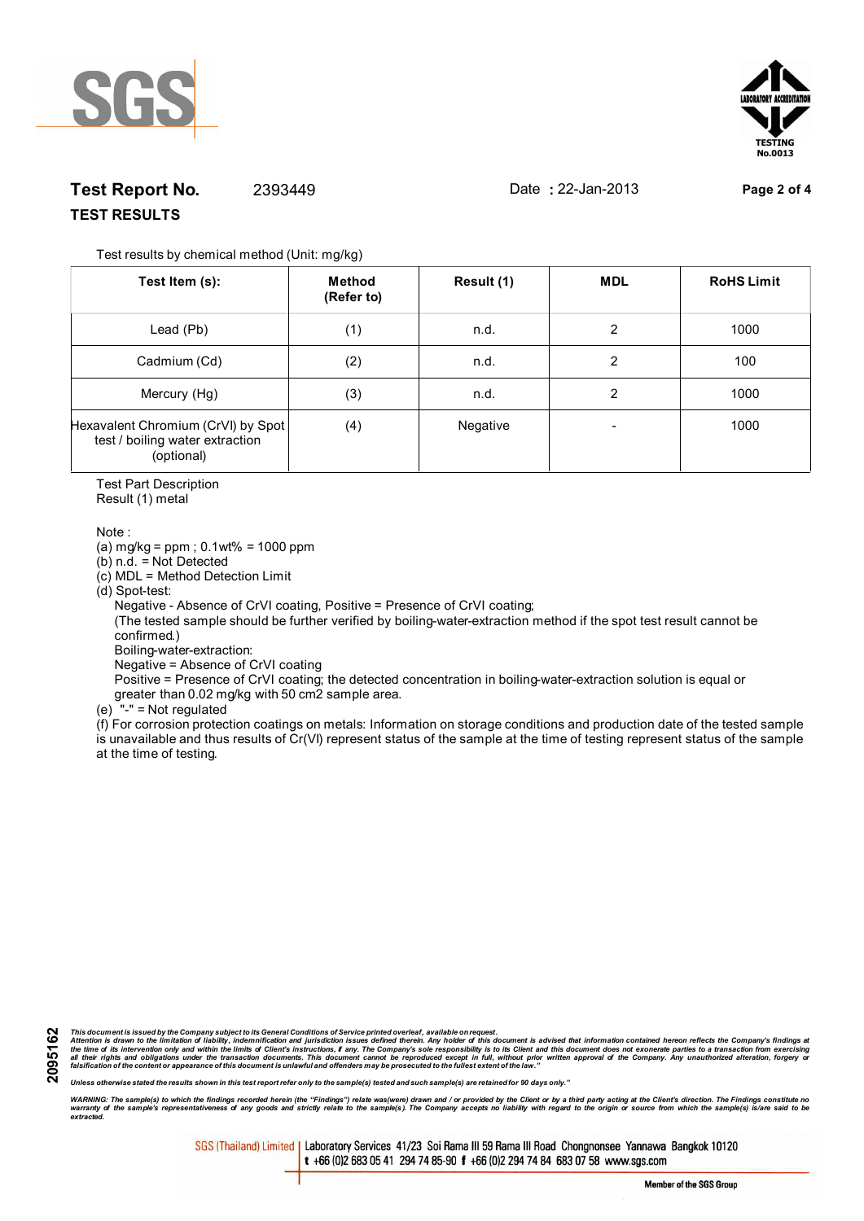**Test Report No.** 2393449 Date : 22-Jan-2013

## TEST RESULTS

Test results by chemical method (Unit: mg/kg)

| Test Item (s): | Method (Refer to) | Result (1) | MDL | RoHS Limit |
|---|---|---|---|---|
| Lead (Pb) | (1) | n.d. | 2 | 1000 |
| Cadmium (Cd) | (2) | n.d. | 2 | 100 |
| Mercury (Hg) | (3) | n.d. | 2 | 1000 |
| Hexavalent Chromium (CrVI) by Spot test / boiling water extraction (optional) | (4) | Negative | - | 1000 |

Test Part Description
Result (1) metal

Note :
(a) mg/kg = ppm ; 0.1wt% = 1000 ppm
(b) n.d. = Not Detected
(c) MDL = Method Detection Limit
(d) Spot-test:
Negative - Absence of CrVI coating, Positive = Presence of CrVI coating;
(The tested sample should be further verified by boiling-water-extraction method if the spot test result cannot be confirmed.)
Boiling-water-extraction:
Negative = Absence of CrVI coating
Positive = Presence of CrVI coating; the detected concentration in boiling-water-extraction solution is equal or greater than 0.02 mg/kg with 50 cm2 sample area.
(e) "-" = Not regulated
(f) For corrosion protection coatings on metals: Information on storage conditions and production date of the tested sample is unavailable and thus results of Cr(VI) represent status of the sample at the time of testing represent status of the sample at the time of testing.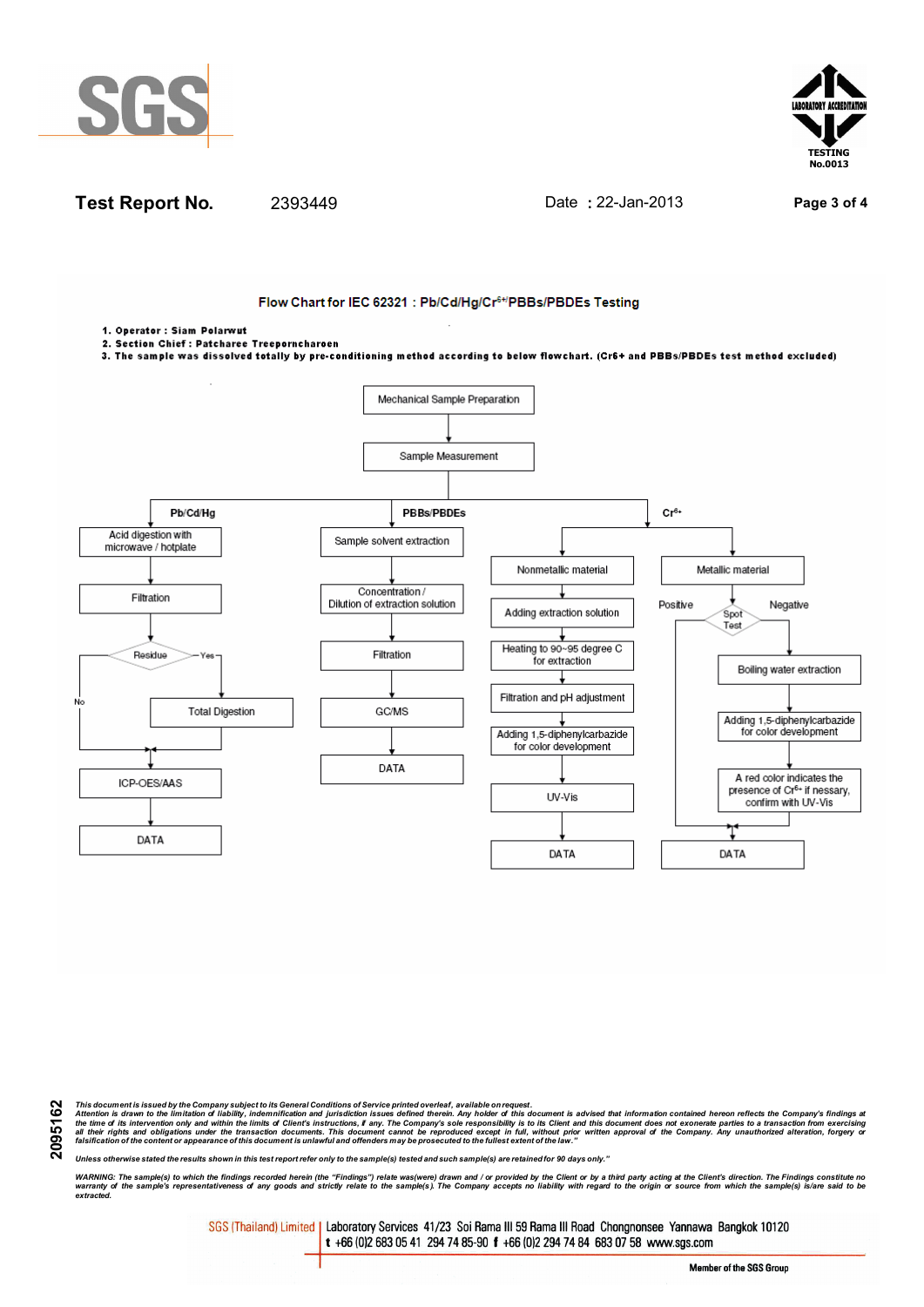Test Report No. 2393449 Date : 22-Jan-2013

## Flow Chart for IEC 62321 : Pb/Cd/Hg/$Cr^{6+}$/PBBs/PBDEs Testing

1. **Operator : Siam Polarwut**
2. **Section Chief : Patcharee Treeporncharoen**
3. **The sample was dissolved totally by pre-conditioning method according to below flowchart. (Cr6+ and PBBs/PBDEs test method excluded)**

Mechanical Sample Preparation → Sample Measurement

**Pb/Cd/Hg**
- Acid digestion with microwave / hotplate
- Filtration
- Residue
  - Yes → Total Digestion → ICP-OES/AAS
  - No → ICP-OES/AAS
- ICP-OES/AAS
- DATA

**PBBs/PBDEs**
- Sample solvent extraction
- Concentration / Dilution of extraction solution
- Filtration
- GC/MS
- DATA

**$Cr^{6+}$**
- Nonmetallic material
  - Adding extraction solution
  - Heating to 90~95 degree C for extraction
  - Filtration and pH adjustment
  - Adding 1,5-diphenylcarbazide for color development
  - UV-Vis
  - DATA
- Metallic material
  - Spot Test
    - Positive → DATA
    - Negative → Boiling water extraction → Adding 1,5-diphenylcarbazide for color development → A red color indicates the presence of $Cr^{6+}$ if nessary, confirm with UV-Vis → DATA

*This document is issued by the Company subject to its General Conditions of Service printed overleaf, available on request. Attention is drawn to the limitation of liability, indemnification and jurisdiction issues defined therein. Any holder of this document is advised that information contained hereon reflects the Company's findings at the time of its intervention only and within the limits of Client's instructions, if any. The Company's sole responsibility is to its Client and this document does not exonerate parties to a transaction from exercising all their rights and obligations under the transaction documents. This document cannot be reproduced except in full, without prior written approval of the Company. Any unauthorized alteration, forgery or falsification of the content or appearance of this document is unlawful and offenders may be prosecuted to the fullest extent of the law."*

*Unless otherwise stated the results shown in this test report refer only to the sample(s) tested and such sample(s) are retained for 90 days only."*

*WARNING: The sample(s) to which the findings recorded herein (the "Findings") relate was(were) drawn and / or provided by the Client or by a third party acting at the Client's direction. The Findings constitute no warranty of the sample's representativeness of any goods and strictly relate to the sample(s). The Company accepts no liability with regard to the origin or source from which the sample(s) is/are said to be extracted.*

2095162

SGS (Thailand) Limited | Laboratory Services 41/23 Soi Rama III 59 Rama III Road Chongnonsee Yannawa Bangkok 10120
t +66 (0)2 683 05 41 294 74 85-90 f +66 (0)2 294 74 84 683 07 58 www.sgs.com

Member of the SGS Group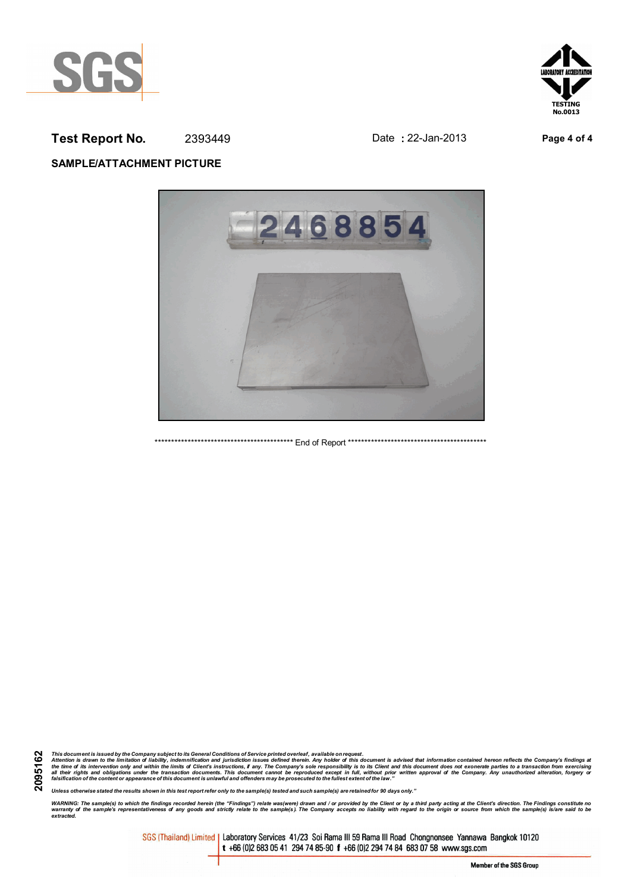**Test Report No.** 2393449 Date : 22-Jan-2013

**SAMPLE/ATTACHMENT PICTURE**

******************************************** End of Report ********************************************

*This document is issued by the Company subject to its General Conditions of Service printed overleaf, available on request.*
*Attention is drawn to the limitation of liability, indemnification and jurisdiction issues defined therein. Any holder of this document is advised that information contained hereon reflects the Company's findings at the time of its intervention only and within the limits of Client's instructions, if any. The Company's sole responsibility is to its Client and this document does not exonerate parties to a transaction from exercising all their rights and obligations under the transaction documents. This document cannot be reproduced except in full, without prior written approval of the Company. Any unauthorized alteration, forgery or falsification of the content or appearance of this document is unlawful and offenders may be prosecuted to the fullest extent of the law."*

*Unless otherwise stated the results shown in this test report refer only to the sample(s) tested and such sample(s) are retained for 90 days only."*

*WARNING: The sample(s) to which the findings recorded herein (the "Findings") relate was(were) drawn and / or provided by the Client or by a third party acting at the Client's direction. The Findings constitute no warranty of the sample's representativeness of any goods and strictly relate to the sample(s). The Company accepts no liability with regard to the origin or source from which the sample(s) is/are said to be extracted.*

2095162

SGS (Thailand) Limited | Laboratory Services 41/23 Soi Rama III 59 Rama III Road Chongnonsee Yannawa Bangkok 10120
t +66 (0)2 683 05 41 294 74 85-90 f +66 (0)2 294 74 84 683 07 58 www.sgs.com

Member of the SGS Group